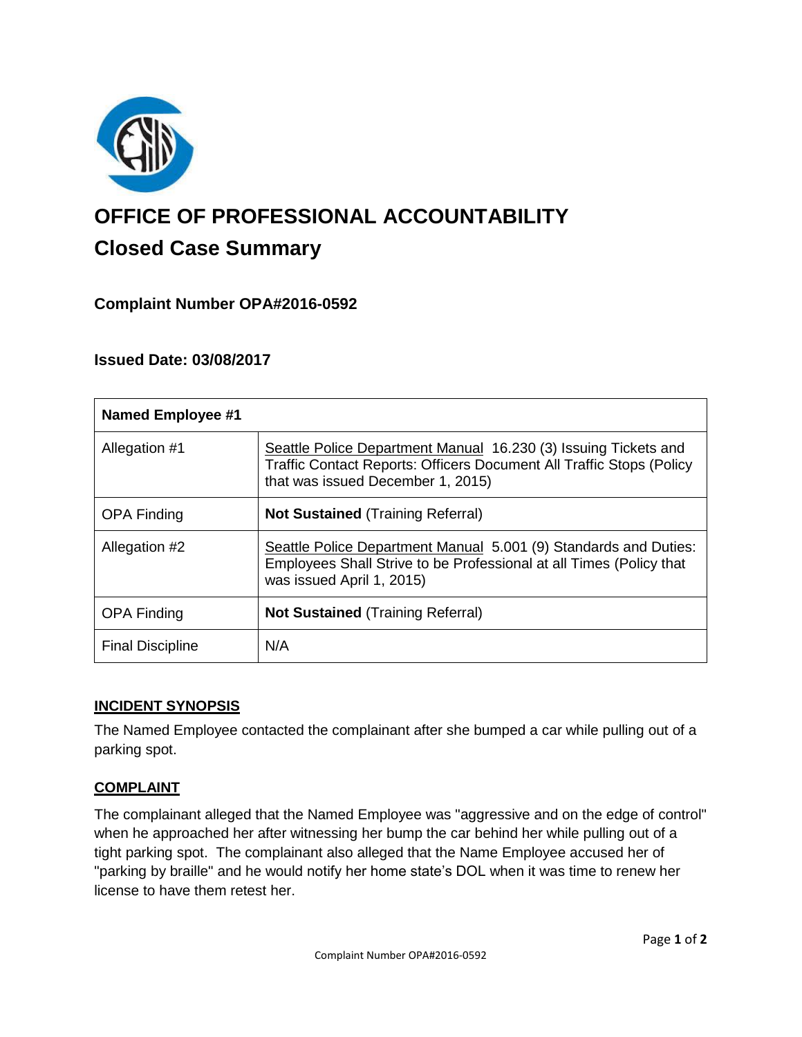# OFFICE OF PROFESSIONAL ACCOUNTABILITY

## Closed Case Summary

### Complaint Number OPA#2016-0592

### Issued Date: 03/08/2017

| Named Employee #1 | |
|---|---|
| Allegation #1 | Seattle Police Department Manual 16.230 (3) Issuing Tickets and Traffic Contact Reports: Officers Document All Traffic Stops (Policy that was issued December 1, 2015) |
| OPA Finding | **Not Sustained** (Training Referral) |
| Allegation #2 | Seattle Police Department Manual 5.001 (9) Standards and Duties: Employees Shall Strive to be Professional at all Times (Policy that was issued April 1, 2015) |
| OPA Finding | **Not Sustained** (Training Referral) |
| Final Discipline | N/A |

## INCIDENT SYNOPSIS

The Named Employee contacted the complainant after she bumped a car while pulling out of a parking spot.

## COMPLAINT

The complainant alleged that the Named Employee was "aggressive and on the edge of control" when he approached her after witnessing her bump the car behind her while pulling out of a tight parking spot. The complainant also alleged that the Name Employee accused her of "parking by braille" and he would notify her home state's DOL when it was time to renew her license to have them retest her.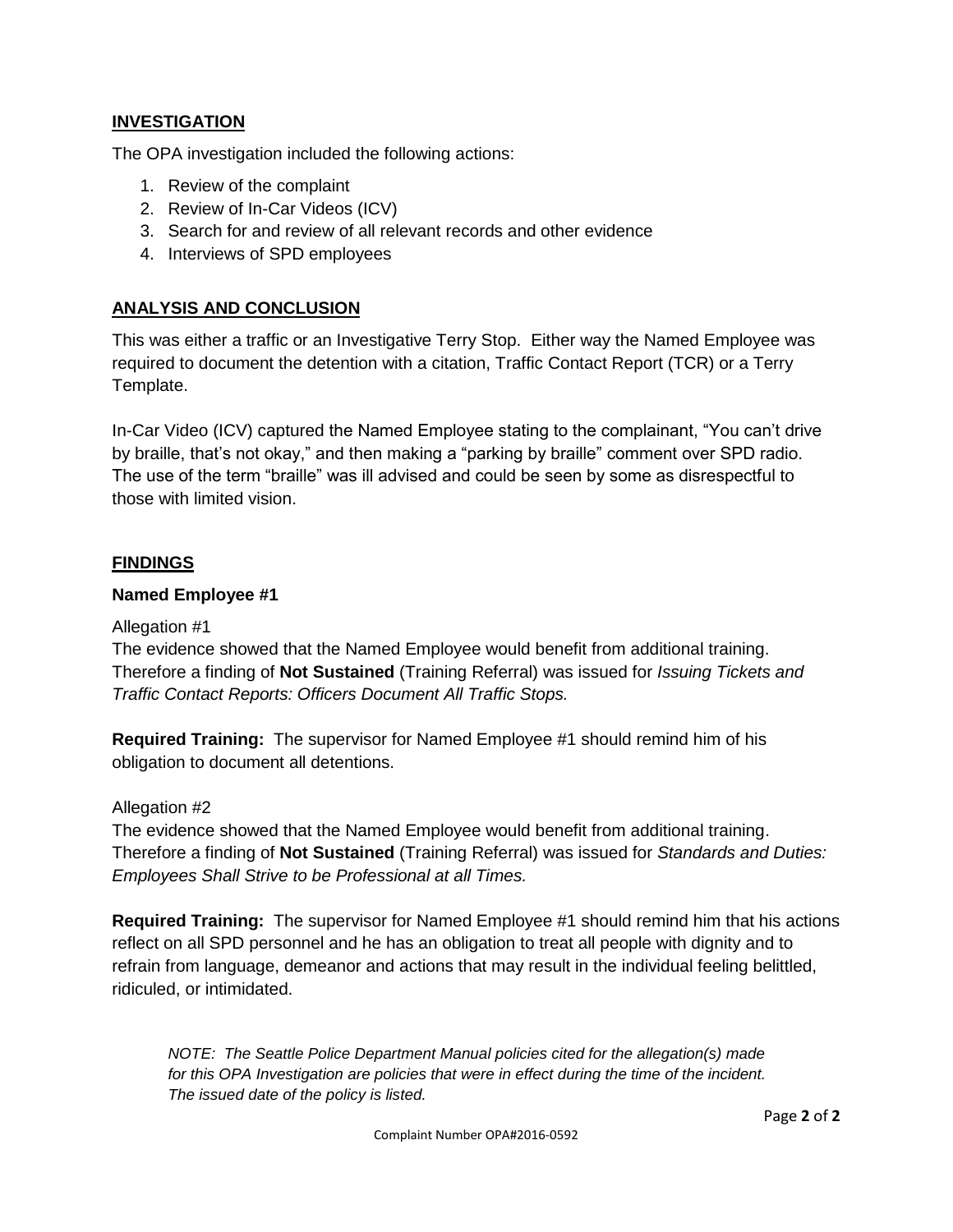## INVESTIGATION

The OPA investigation included the following actions:

1. Review of the complaint
2. Review of In-Car Videos (ICV)
3. Search for and review of all relevant records and other evidence
4. Interviews of SPD employees

## ANALYSIS AND CONCLUSION

This was either a traffic or an Investigative Terry Stop. Either way the Named Employee was required to document the detention with a citation, Traffic Contact Report (TCR) or a Terry Template.

In-Car Video (ICV) captured the Named Employee stating to the complainant, "You can't drive by braille, that's not okay," and then making a "parking by braille" comment over SPD radio. The use of the term "braille" was ill advised and could be seen by some as disrespectful to those with limited vision.

## FINDINGS

### Named Employee #1

Allegation #1
The evidence showed that the Named Employee would benefit from additional training. Therefore a finding of **Not Sustained** (Training Referral) was issued for *Issuing Tickets and Traffic Contact Reports: Officers Document All Traffic Stops.*

**Required Training:** The supervisor for Named Employee #1 should remind him of his obligation to document all detentions.

Allegation #2
The evidence showed that the Named Employee would benefit from additional training. Therefore a finding of **Not Sustained** (Training Referral) was issued for *Standards and Duties: Employees Shall Strive to be Professional at all Times.*

**Required Training:** The supervisor for Named Employee #1 should remind him that his actions reflect on all SPD personnel and he has an obligation to treat all people with dignity and to refrain from language, demeanor and actions that may result in the individual feeling belittled, ridiculed, or intimidated.

*NOTE: The Seattle Police Department Manual policies cited for the allegation(s) made for this OPA Investigation are policies that were in effect during the time of the incident. The issued date of the policy is listed.*

Complaint Number OPA#2016-0592